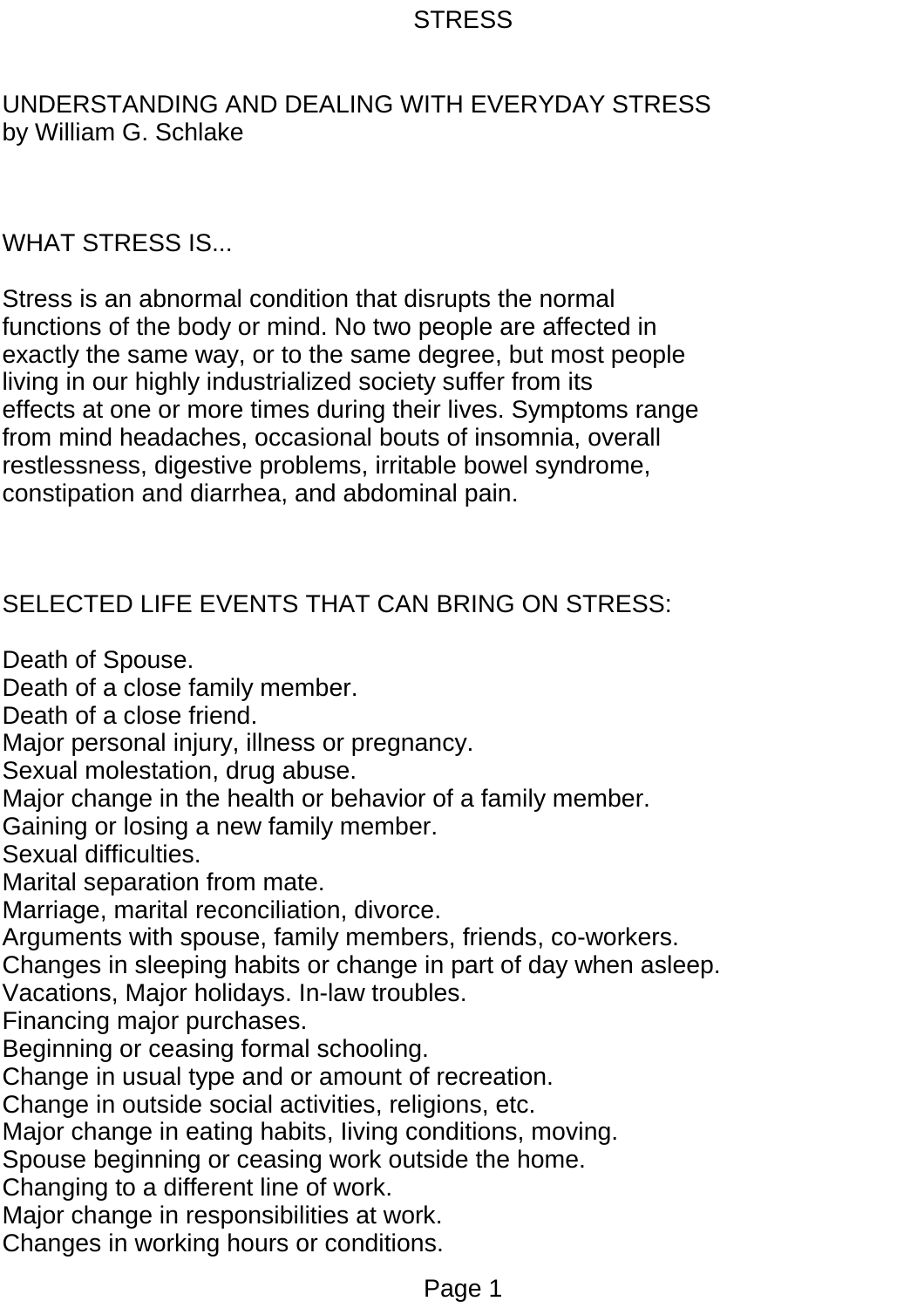# UNDERSTANDING AND DEALING WITH EVERYDAY STRESS

by William G. Schlake

## WHAT STRESS IS...

Stress is an abnormal condition that disrupts the normal functions of the body or mind. No two people are affected in exactly the same way, or to the same degree, but most people living in our highly industrialized society suffer from its effects at one or more times during their lives. Symptoms range from mind headaches, occasional bouts of insomnia, overall restlessness, digestive problems, irritable bowel syndrome, constipation and diarrhea, and abdominal pain.

## SELECTED LIFE EVENTS THAT CAN BRING ON STRESS:

Death of Spouse.
Death of a close family member.
Death of a close friend.
Major personal injury, illness or pregnancy.
Sexual molestation, drug abuse.
Major change in the health or behavior of a family member.
Gaining or losing a new family member.
Sexual difficulties.
Marital separation from mate.
Marriage, marital reconciliation, divorce.
Arguments with spouse, family members, friends, co-workers.
Changes in sleeping habits or change in part of day when asleep.
Vacations, Major holidays. In-law troubles.
Financing major purchases.
Beginning or ceasing formal schooling.
Change in usual type and or amount of recreation.
Change in outside social activities, religions, etc.
Major change in eating habits, living conditions, moving.
Spouse beginning or ceasing work outside the home.
Changing to a different line of work.
Major change in responsibilities at work.
Changes in working hours or conditions.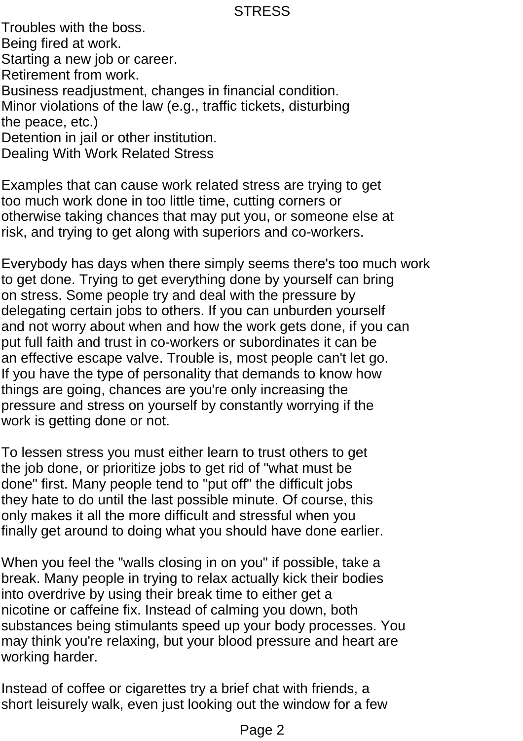Troubles with the boss.
Being fired at work.
Starting a new job or career.
Retirement from work.
Business readjustment, changes in financial condition.
Minor violations of the law (e.g., traffic tickets, disturbing the peace, etc.)
Detention in jail or other institution.

## Dealing With Work Related Stress

Examples that can cause work related stress are trying to get too much work done in too little time, cutting corners or otherwise taking chances that may put you, or someone else at risk, and trying to get along with superiors and co-workers.

Everybody has days when there simply seems there's too much work to get done. Trying to get everything done by yourself can bring on stress. Some people try and deal with the pressure by delegating certain jobs to others. If you can unburden yourself and not worry about when and how the work gets done, if you can put full faith and trust in co-workers or subordinates it can be an effective escape valve. Trouble is, most people can't let go. If you have the type of personality that demands to know how things are going, chances are you're only increasing the pressure and stress on yourself by constantly worrying if the work is getting done or not.

To lessen stress you must either learn to trust others to get the job done, or prioritize jobs to get rid of "what must be done" first. Many people tend to "put off" the difficult jobs they hate to do until the last possible minute. Of course, this only makes it all the more difficult and stressful when you finally get around to doing what you should have done earlier.

When you feel the "walls closing in on you" if possible, take a break. Many people in trying to relax actually kick their bodies into overdrive by using their break time to either get a nicotine or caffeine fix. Instead of calming you down, both substances being stimulants speed up your body processes. You may think you're relaxing, but your blood pressure and heart are working harder.

Instead of coffee or cigarettes try a brief chat with friends, a short leisurely walk, even just looking out the window for a few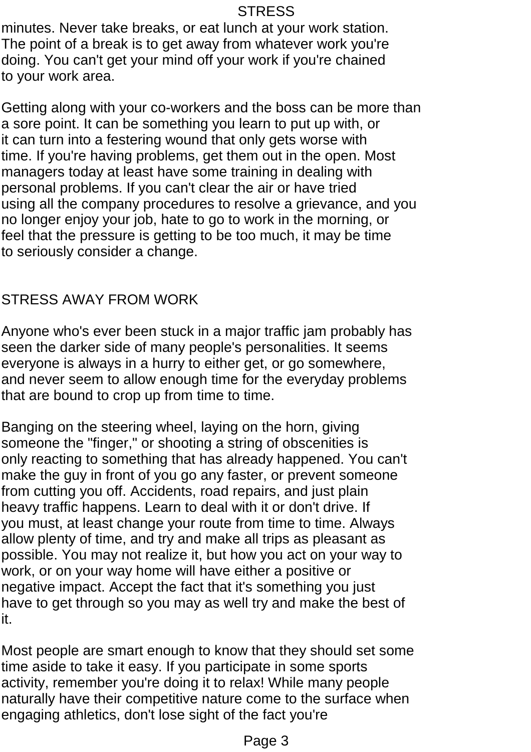minutes. Never take breaks, or eat lunch at your work station. The point of a break is to get away from whatever work you're doing. You can't get your mind off your work if you're chained to your work area.

Getting along with your co-workers and the boss can be more than a sore point. It can be something you learn to put up with, or it can turn into a festering wound that only gets worse with time. If you're having problems, get them out in the open. Most managers today at least have some training in dealing with personal problems. If you can't clear the air or have tried using all the company procedures to resolve a grievance, and you no longer enjoy your job, hate to go to work in the morning, or feel that the pressure is getting to be too much, it may be time to seriously consider a change.

## STRESS AWAY FROM WORK

Anyone who's ever been stuck in a major traffic jam probably has seen the darker side of many people's personalities. It seems everyone is always in a hurry to either get, or go somewhere, and never seem to allow enough time for the everyday problems that are bound to crop up from time to time.

Banging on the steering wheel, laying on the horn, giving someone the "finger," or shooting a string of obscenities is only reacting to something that has already happened. You can't make the guy in front of you go any faster, or prevent someone from cutting you off. Accidents, road repairs, and just plain heavy traffic happens. Learn to deal with it or don't drive. If you must, at least change your route from time to time. Always allow plenty of time, and try and make all trips as pleasant as possible. You may not realize it, but how you act on your way to work, or on your way home will have either a positive or negative impact. Accept the fact that it's something you just have to get through so you may as well try and make the best of it.

Most people are smart enough to know that they should set some time aside to take it easy. If you participate in some sports activity, remember you're doing it to relax! While many people naturally have their competitive nature come to the surface when engaging athletics, don't lose sight of the fact you're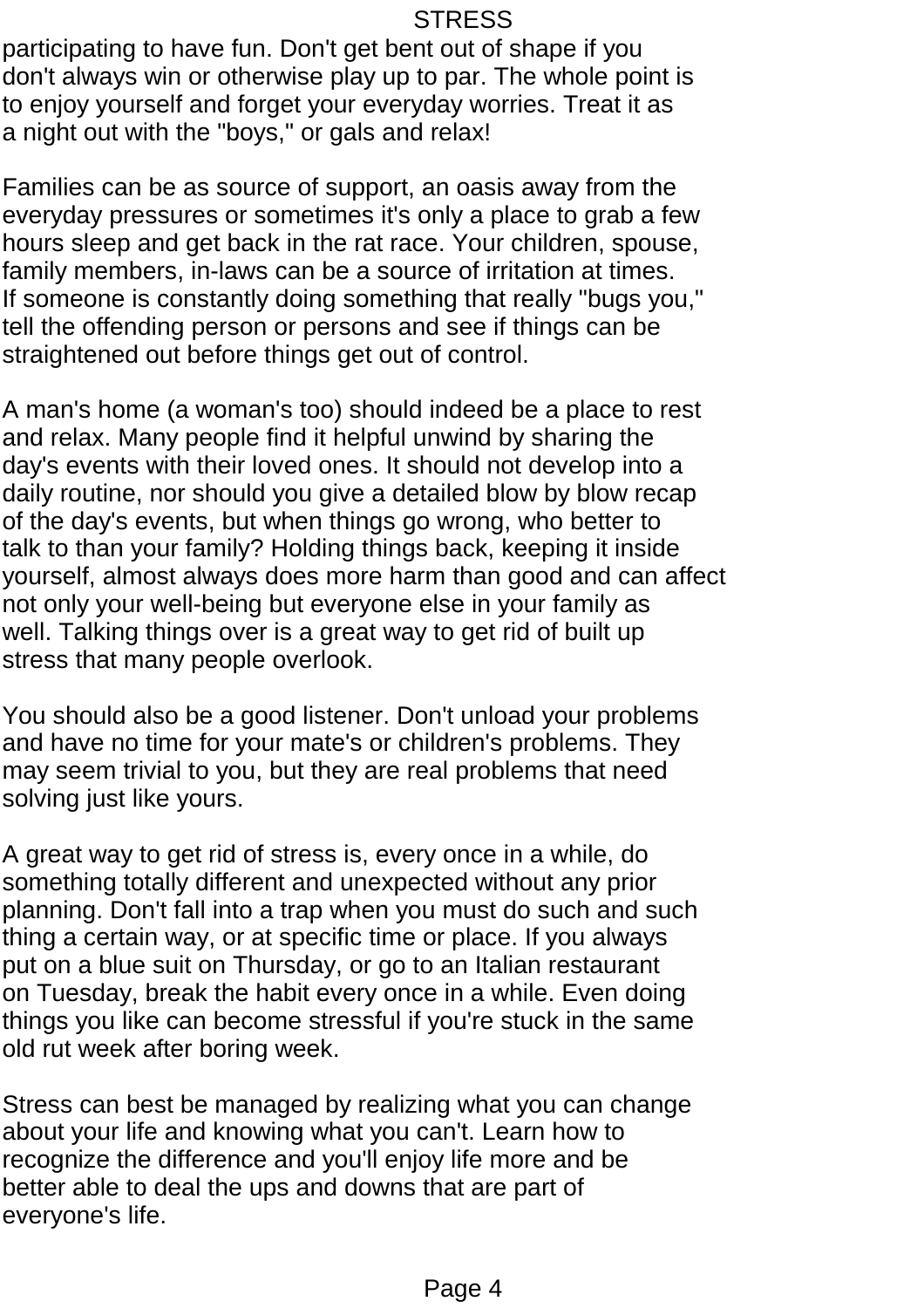participating to have fun. Don't get bent out of shape if you don't always win or otherwise play up to par. The whole point is to enjoy yourself and forget your everyday worries. Treat it as a night out with the "boys," or gals and relax!

Families can be as source of support, an oasis away from the everyday pressures or sometimes it's only a place to grab a few hours sleep and get back in the rat race. Your children, spouse, family members, in-laws can be a source of irritation at times. If someone is constantly doing something that really "bugs you," tell the offending person or persons and see if things can be straightened out before things get out of control.

A man's home (a woman's too) should indeed be a place to rest and relax. Many people find it helpful unwind by sharing the day's events with their loved ones. It should not develop into a daily routine, nor should you give a detailed blow by blow recap of the day's events, but when things go wrong, who better to talk to than your family? Holding things back, keeping it inside yourself, almost always does more harm than good and can affect not only your well-being but everyone else in your family as well. Talking things over is a great way to get rid of built up stress that many people overlook.

You should also be a good listener. Don't unload your problems and have no time for your mate's or children's problems. They may seem trivial to you, but they are real problems that need solving just like yours.

A great way to get rid of stress is, every once in a while, do something totally different and unexpected without any prior planning. Don't fall into a trap when you must do such and such thing a certain way, or at specific time or place. If you always put on a blue suit on Thursday, or go to an Italian restaurant on Tuesday, break the habit every once in a while. Even doing things you like can become stressful if you're stuck in the same old rut week after boring week.

Stress can best be managed by realizing what you can change about your life and knowing what you can't. Learn how to recognize the difference and you'll enjoy life more and be better able to deal the ups and downs that are part of everyone's life.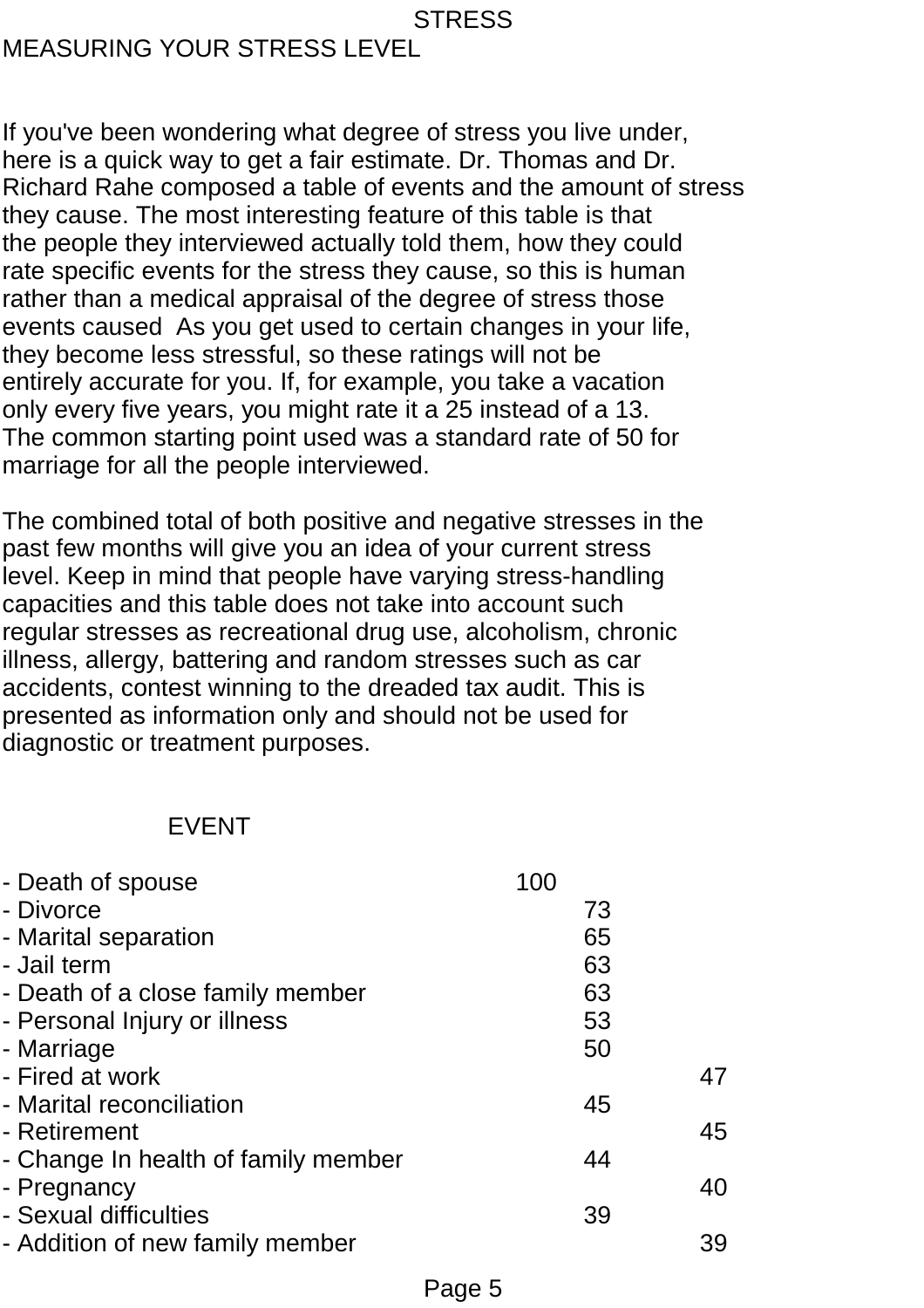# STRESS

## MEASURING YOUR STRESS LEVEL

If you've been wondering what degree of stress you live under, here is a quick way to get a fair estimate. Dr. Thomas and Dr. Richard Rahe composed a table of events and the amount of stress they cause. The most interesting feature of this table is that the people they interviewed actually told them, how they could rate specific events for the stress they cause, so this is human rather than a medical appraisal of the degree of stress those events caused  As you get used to certain changes in your life, they become less stressful, so these ratings will not be entirely accurate for you. If, for example, you take a vacation only every five years, you might rate it a 25 instead of a 13. The common starting point used was a standard rate of 50 for marriage for all the people interviewed.

The combined total of both positive and negative stresses in the past few months will give you an idea of your current stress level. Keep in mind that people have varying stress-handling capacities and this table does not take into account such regular stresses as recreational drug use, alcoholism, chronic illness, allergy, battering and random stresses such as car accidents, contest winning to the dreaded tax audit. This is presented as information only and should not be used for diagnostic or treatment purposes.

| EVENT | |
|---|---|
| - Death of spouse | 100 |
| - Divorce | 73 |
| - Marital separation | 65 |
| - Jail term | 63 |
| - Death of a close family member | 63 |
| - Personal Injury or illness | 53 |
| - Marriage | 50 |
| - Fired at work | 47 |
| - Marital reconciliation | 45 |
| - Retirement | 45 |
| - Change In health of family member | 44 |
| - Pregnancy | 40 |
| - Sexual difficulties | 39 |
| - Addition of new family member | 39 |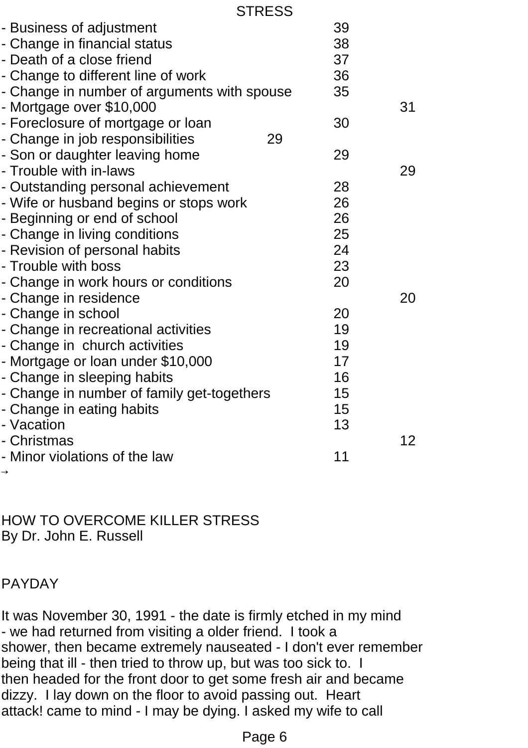STRESS

- Business of adjustment 39
- Change in financial status 38
- Death of a close friend 37
- Change to different line of work 36
- Change in number of arguments with spouse 35
- Mortgage over $10,000 31
- Foreclosure of mortgage or loan 30
- Change in job responsibilities 29
- Son or daughter leaving home 29
- Trouble with in-laws 29
- Outstanding personal achievement 28
- Wife or husband begins or stops work 26
- Beginning or end of school 26
- Change in living conditions 25
- Revision of personal habits 24
- Trouble with boss 23
- Change in work hours or conditions 20
- Change in residence 20
- Change in school 20
- Change in recreational activities 19
- Change in church activities 19
- Mortgage or loan under $10,000 17
- Change in sleeping habits 16
- Change in number of family get-togethers 15
- Change in eating habits 15
- Vacation 13
- Christmas 12
- Minor violations of the law 11

→

HOW TO OVERCOME KILLER STRESS
By Dr. John E. Russell

PAYDAY

It was November 30, 1991 - the date is firmly etched in my mind - we had returned from visiting a older friend. I took a shower, then became extremely nauseated - I don't ever remember being that ill - then tried to throw up, but was too sick to. I then headed for the front door to get some fresh air and became dizzy. I lay down on the floor to avoid passing out. Heart attack! came to mind - I may be dying. I asked my wife to call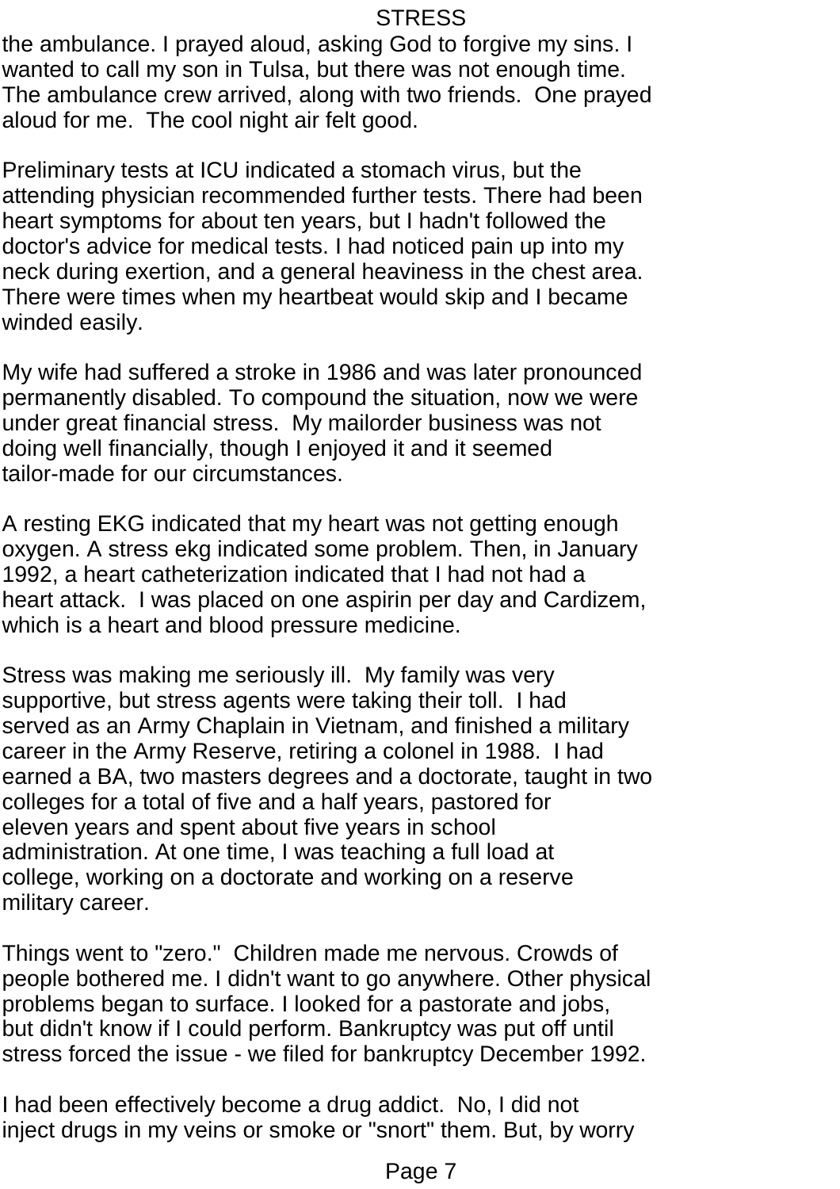the ambulance. I prayed aloud, asking God to forgive my sins. I wanted to call my son in Tulsa, but there was not enough time. The ambulance crew arrived, along with two friends. One prayed aloud for me. The cool night air felt good.

Preliminary tests at ICU indicated a stomach virus, but the attending physician recommended further tests. There had been heart symptoms for about ten years, but I hadn't followed the doctor's advice for medical tests. I had noticed pain up into my neck during exertion, and a general heaviness in the chest area. There were times when my heartbeat would skip and I became winded easily.

My wife had suffered a stroke in 1986 and was later pronounced permanently disabled. To compound the situation, now we were under great financial stress. My mailorder business was not doing well financially, though I enjoyed it and it seemed tailor-made for our circumstances.

A resting EKG indicated that my heart was not getting enough oxygen. A stress ekg indicated some problem. Then, in January 1992, a heart catheterization indicated that I had not had a heart attack. I was placed on one aspirin per day and Cardizem, which is a heart and blood pressure medicine.

Stress was making me seriously ill. My family was very supportive, but stress agents were taking their toll. I had served as an Army Chaplain in Vietnam, and finished a military career in the Army Reserve, retiring a colonel in 1988. I had earned a BA, two masters degrees and a doctorate, taught in two colleges for a total of five and a half years, pastored for eleven years and spent about five years in school administration. At one time, I was teaching a full load at college, working on a doctorate and working on a reserve military career.

Things went to "zero." Children made me nervous. Crowds of people bothered me. I didn't want to go anywhere. Other physical problems began to surface. I looked for a pastorate and jobs, but didn't know if I could perform. Bankruptcy was put off until stress forced the issue - we filed for bankruptcy December 1992.

I had been effectively become a drug addict. No, I did not inject drugs in my veins or smoke or "snort" them. But, by worry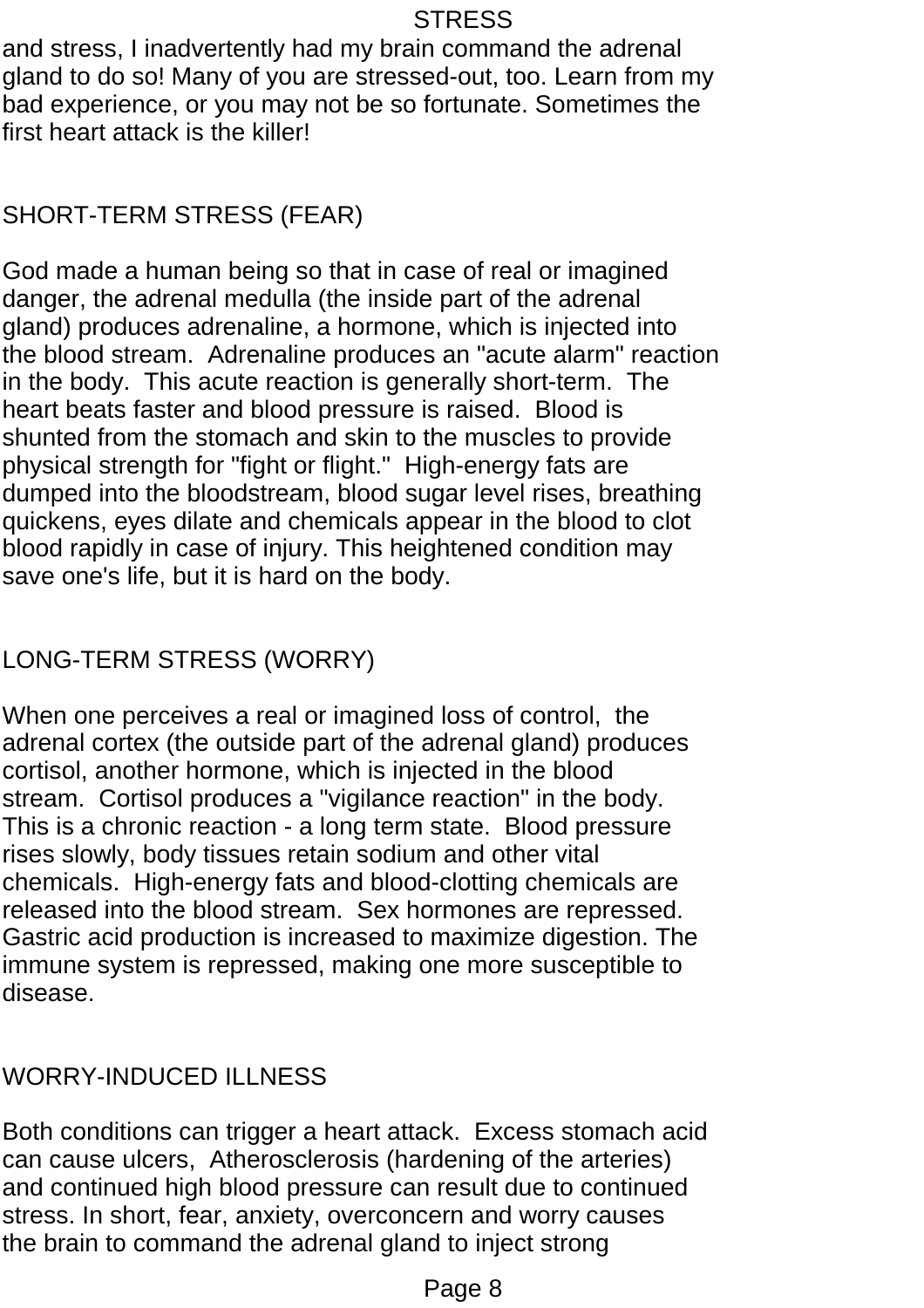and stress, I inadvertently had my brain command the adrenal gland to do so! Many of you are stressed-out, too. Learn from my bad experience, or you may not be so fortunate. Sometimes the first heart attack is the killer!

## SHORT-TERM STRESS (FEAR)

God made a human being so that in case of real or imagined danger, the adrenal medulla (the inside part of the adrenal gland) produces adrenaline, a hormone, which is injected into the blood stream. Adrenaline produces an "acute alarm" reaction in the body. This acute reaction is generally short-term. The heart beats faster and blood pressure is raised. Blood is shunted from the stomach and skin to the muscles to provide physical strength for "fight or flight." High-energy fats are dumped into the bloodstream, blood sugar level rises, breathing quickens, eyes dilate and chemicals appear in the blood to clot blood rapidly in case of injury. This heightened condition may save one's life, but it is hard on the body.

## LONG-TERM STRESS (WORRY)

When one perceives a real or imagined loss of control, the adrenal cortex (the outside part of the adrenal gland) produces cortisol, another hormone, which is injected in the blood stream. Cortisol produces a "vigilance reaction" in the body. This is a chronic reaction - a long term state. Blood pressure rises slowly, body tissues retain sodium and other vital chemicals. High-energy fats and blood-clotting chemicals are released into the blood stream. Sex hormones are repressed. Gastric acid production is increased to maximize digestion. The immune system is repressed, making one more susceptible to disease.

## WORRY-INDUCED ILLNESS

Both conditions can trigger a heart attack. Excess stomach acid can cause ulcers, Atherosclerosis (hardening of the arteries) and continued high blood pressure can result due to continued stress. In short, fear, anxiety, overconcern and worry causes the brain to command the adrenal gland to inject strong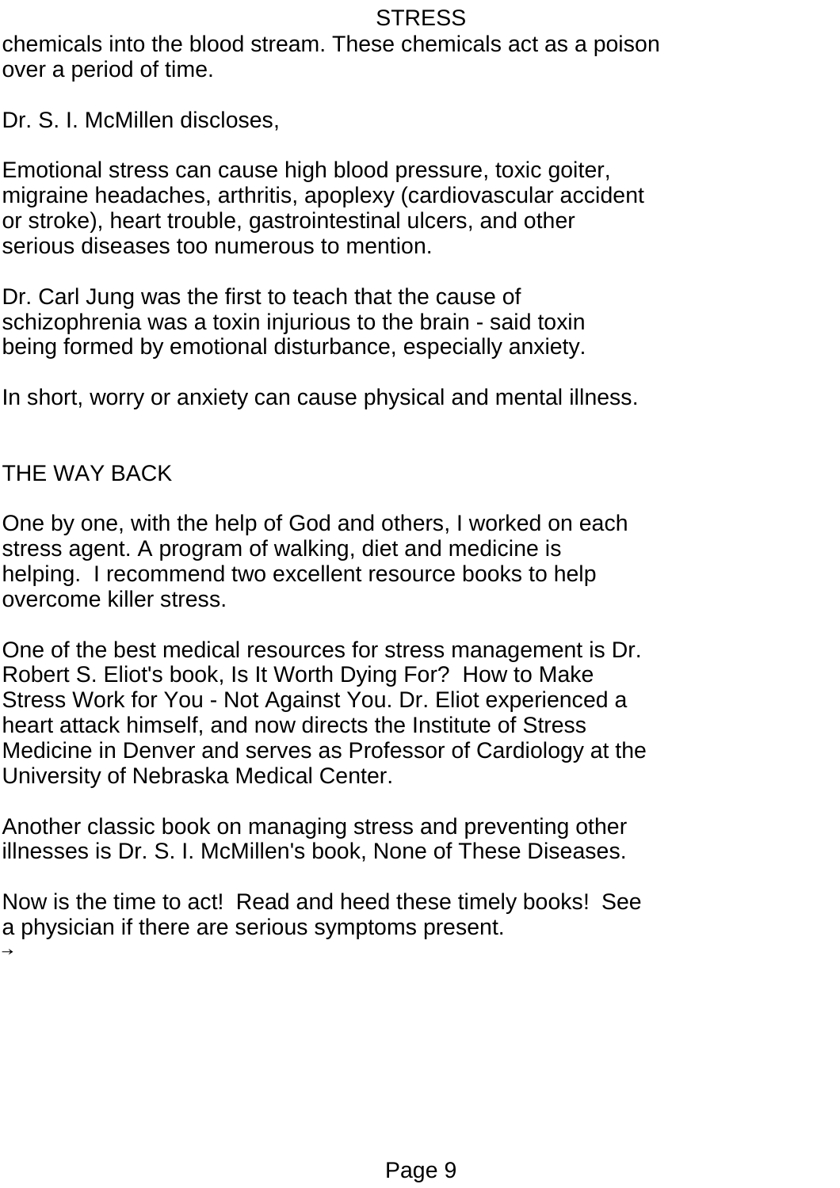chemicals into the blood stream. These chemicals act as a poison over a period of time.

Dr. S. I. McMillen discloses,

Emotional stress can cause high blood pressure, toxic goiter, migraine headaches, arthritis, apoplexy (cardiovascular accident or stroke), heart trouble, gastrointestinal ulcers, and other serious diseases too numerous to mention.

Dr. Carl Jung was the first to teach that the cause of schizophrenia was a toxin injurious to the brain - said toxin being formed by emotional disturbance, especially anxiety.

In short, worry or anxiety can cause physical and mental illness.

## THE WAY BACK

One by one, with the help of God and others, I worked on each stress agent. A program of walking, diet and medicine is helping. I recommend two excellent resource books to help overcome killer stress.

One of the best medical resources for stress management is Dr. Robert S. Eliot's book, Is It Worth Dying For? How to Make Stress Work for You - Not Against You. Dr. Eliot experienced a heart attack himself, and now directs the Institute of Stress Medicine in Denver and serves as Professor of Cardiology at the University of Nebraska Medical Center.

Another classic book on managing stress and preventing other illnesses is Dr. S. I. McMillen's book, None of These Diseases.

Now is the time to act! Read and heed these timely books! See a physician if there are serious symptoms present.
→